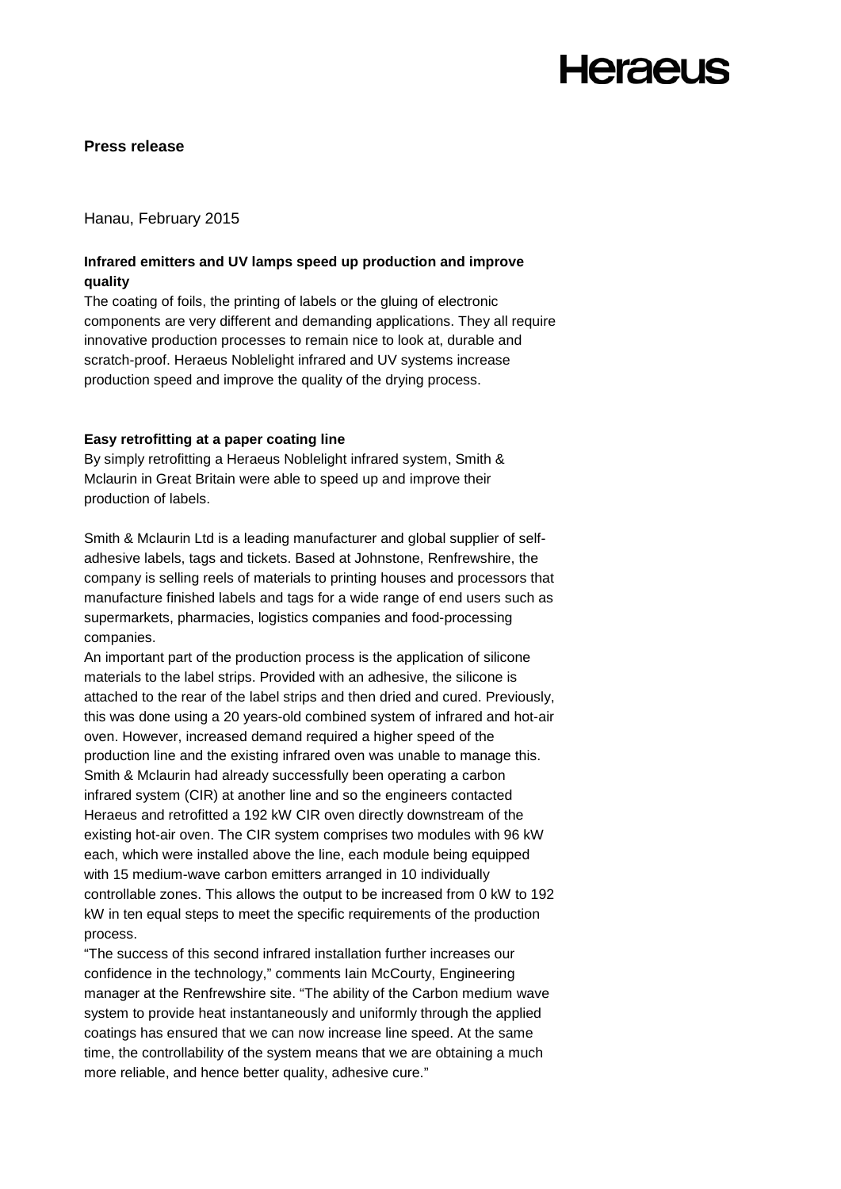**Press release**

Hanau, February 2015

### Infrared emitters and UV lamps speed up production and improve quality

The coating of foils, the printing of labels or the gluing of electronic components are very different and demanding applications. They all require innovative production processes to remain nice to look at, durable and scratch-proof. Heraeus Noblelight infrared and UV systems increase production speed and improve the quality of the drying process.

#### Easy retrofitting at a paper coating line

By simply retrofitting a Heraeus Noblelight infrared system, Smith & Mclaurin in Great Britain were able to speed up and improve their production of labels.

Smith & Mclaurin Ltd is a leading manufacturer and global supplier of self-adhesive labels, tags and tickets. Based at Johnstone, Renfrewshire, the company is selling reels of materials to printing houses and processors that manufacture finished labels and tags for a wide range of end users such as supermarkets, pharmacies, logistics companies and food-processing companies.

An important part of the production process is the application of silicone materials to the label strips. Provided with an adhesive, the silicone is attached to the rear of the label strips and then dried and cured. Previously, this was done using a 20 years-old combined system of infrared and hot-air oven. However, increased demand required a higher speed of the production line and the existing infrared oven was unable to manage this. Smith & Mclaurin had already successfully been operating a carbon infrared system (CIR) at another line and so the engineers contacted Heraeus and retrofitted a 192 kW CIR oven directly downstream of the existing hot-air oven. The CIR system comprises two modules with 96 kW each, which were installed above the line, each module being equipped with 15 medium-wave carbon emitters arranged in 10 individually controllable zones. This allows the output to be increased from 0 kW to 192 kW in ten equal steps to meet the specific requirements of the production process.

"The success of this second infrared installation further increases our confidence in the technology," comments Iain McCourty, Engineering manager at the Renfrewshire site. "The ability of the Carbon medium wave system to provide heat instantaneously and uniformly through the applied coatings has ensured that we can now increase line speed. At the same time, the controllability of the system means that we are obtaining a much more reliable, and hence better quality, adhesive cure."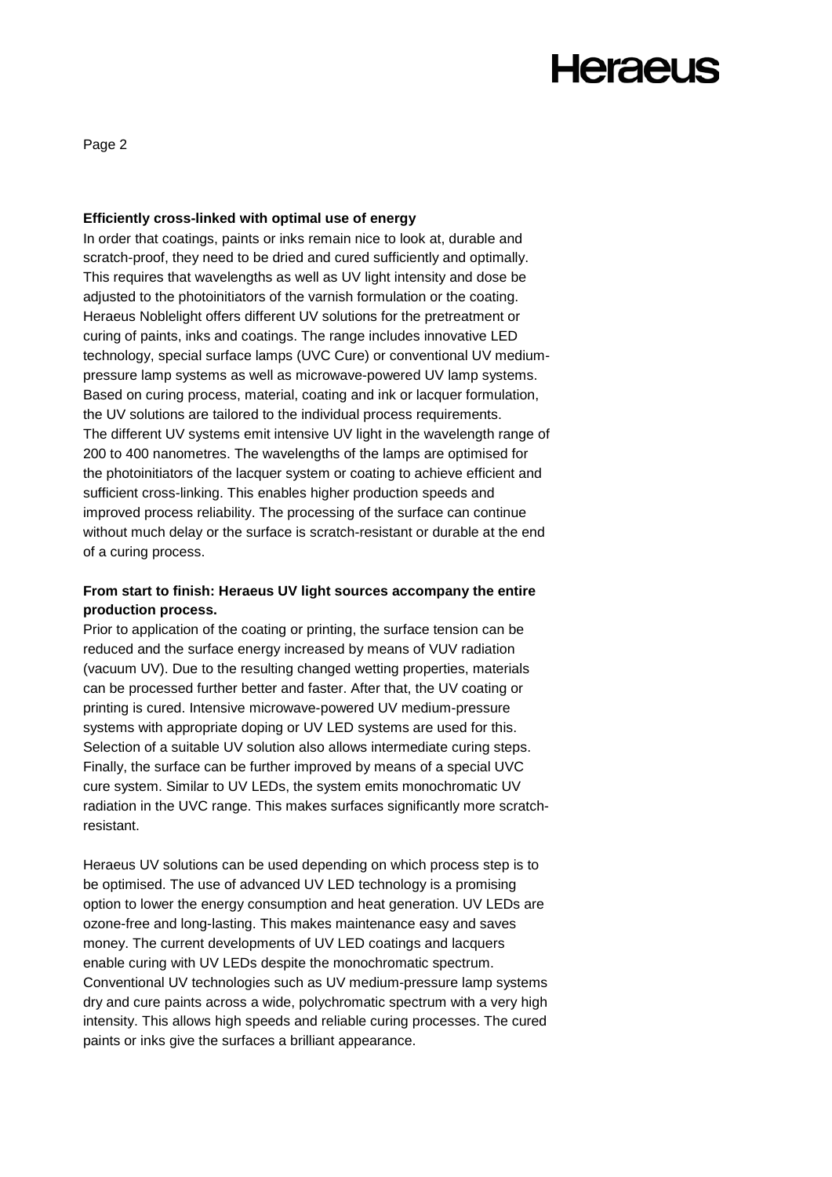**Efficiently cross-linked with optimal use of energy**

In order that coatings, paints or inks remain nice to look at, durable and scratch-proof, they need to be dried and cured sufficiently and optimally. This requires that wavelengths as well as UV light intensity and dose be adjusted to the photoinitiators of the varnish formulation or the coating. Heraeus Noblelight offers different UV solutions for the pretreatment or curing of paints, inks and coatings. The range includes innovative LED technology, special surface lamps (UVC Cure) or conventional UV medium-pressure lamp systems as well as microwave-powered UV lamp systems. Based on curing process, material, coating and ink or lacquer formulation, the UV solutions are tailored to the individual process requirements.
The different UV systems emit intensive UV light in the wavelength range of 200 to 400 nanometres. The wavelengths of the lamps are optimised for the photoinitiators of the lacquer system or coating to achieve efficient and sufficient cross-linking. This enables higher production speeds and improved process reliability. The processing of the surface can continue without much delay or the surface is scratch-resistant or durable at the end of a curing process.

**From start to finish: Heraeus UV light sources accompany the entire production process.**

Prior to application of the coating or printing, the surface tension can be reduced and the surface energy increased by means of VUV radiation (vacuum UV). Due to the resulting changed wetting properties, materials can be processed further better and faster. After that, the UV coating or printing is cured. Intensive microwave-powered UV medium-pressure systems with appropriate doping or UV LED systems are used for this. Selection of a suitable UV solution also allows intermediate curing steps. Finally, the surface can be further improved by means of a special UVC cure system. Similar to UV LEDs, the system emits monochromatic UV radiation in the UVC range. This makes surfaces significantly more scratch-resistant.

Heraeus UV solutions can be used depending on which process step is to be optimised. The use of advanced UV LED technology is a promising option to lower the energy consumption and heat generation. UV LEDs are ozone-free and long-lasting. This makes maintenance easy and saves money. The current developments of UV LED coatings and lacquers enable curing with UV LEDs despite the monochromatic spectrum. Conventional UV technologies such as UV medium-pressure lamp systems dry and cure paints across a wide, polychromatic spectrum with a very high intensity. This allows high speeds and reliable curing processes. The cured paints or inks give the surfaces a brilliant appearance.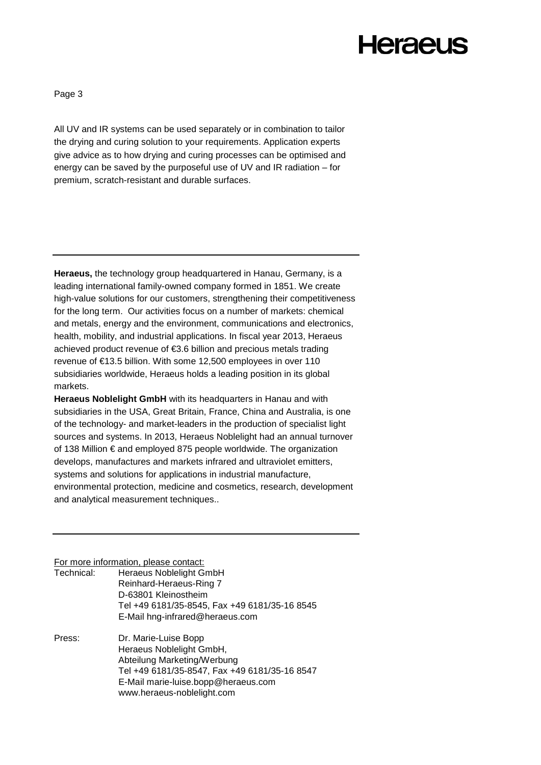All UV and IR systems can be used separately or in combination to tailor the drying and curing solution to your requirements. Application experts give advice as to how drying and curing processes can be optimised and energy can be saved by the purposeful use of UV and IR radiation – for premium, scratch-resistant and durable surfaces.

---

**Heraeus,** the technology group headquartered in Hanau, Germany, is a leading international family-owned company formed in 1851. We create high-value solutions for our customers, strengthening their competitiveness for the long term. Our activities focus on a number of markets: chemical and metals, energy and the environment, communications and electronics, health, mobility, and industrial applications. In fiscal year 2013, Heraeus achieved product revenue of €3.6 billion and precious metals trading revenue of €13.5 billion. With some 12,500 employees in over 110 subsidiaries worldwide, Heraeus holds a leading position in its global markets.

**Heraeus Noblelight GmbH** with its headquarters in Hanau and with subsidiaries in the USA, Great Britain, France, China and Australia, is one of the technology- and market-leaders in the production of specialist light sources and systems. In 2013, Heraeus Noblelight had an annual turnover of 138 Million € and employed 875 people worldwide. The organization develops, manufactures and markets infrared and ultraviolet emitters, systems and solutions for applications in industrial manufacture, environmental protection, medicine and cosmetics, research, development and analytical measurement techniques..

---

For more information, please contact:

Technical:
Heraeus Noblelight GmbH
Reinhard-Heraeus-Ring 7
D-63801 Kleinostheim
Tel +49 6181/35-8545, Fax +49 6181/35-16 8545
E-Mail hng-infrared@heraeus.com

Press:
Dr. Marie-Luise Bopp
Heraeus Noblelight GmbH,
Abteilung Marketing/Werbung
Tel +49 6181/35-8547, Fax +49 6181/35-16 8547
E-Mail marie-luise.bopp@heraeus.com
www.heraeus-noblelight.com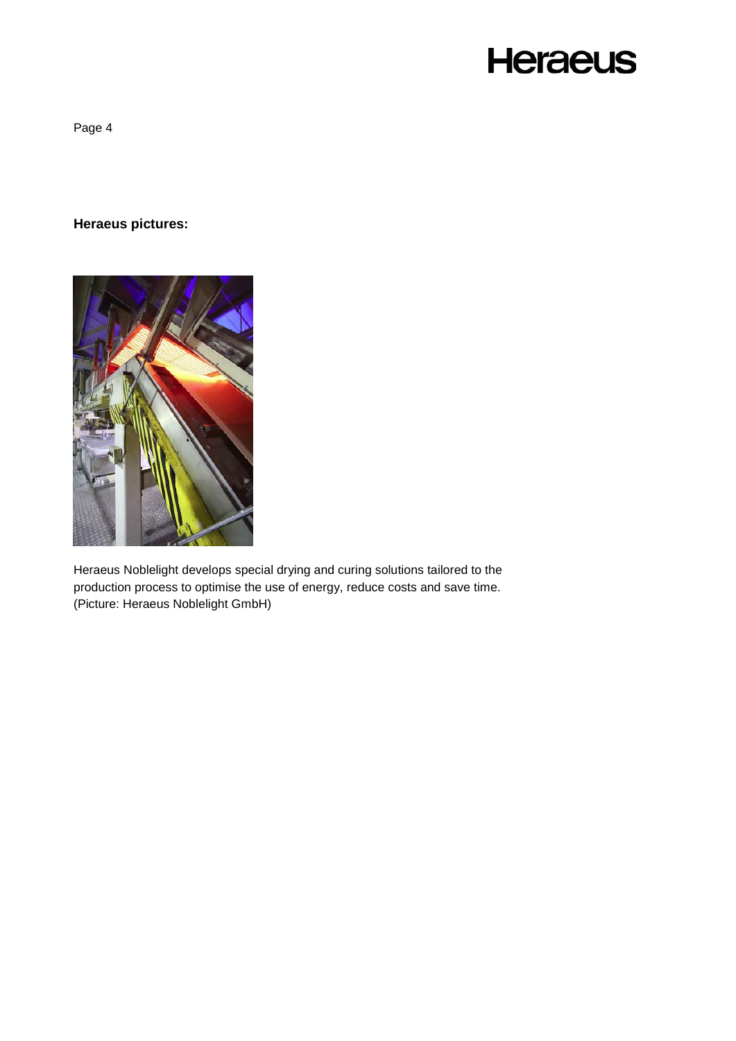**Heraeus pictures:**

Heraeus Noblelight develops special drying and curing solutions tailored to the production process to optimise the use of energy, reduce costs and save time. (Picture: Heraeus Noblelight GmbH)